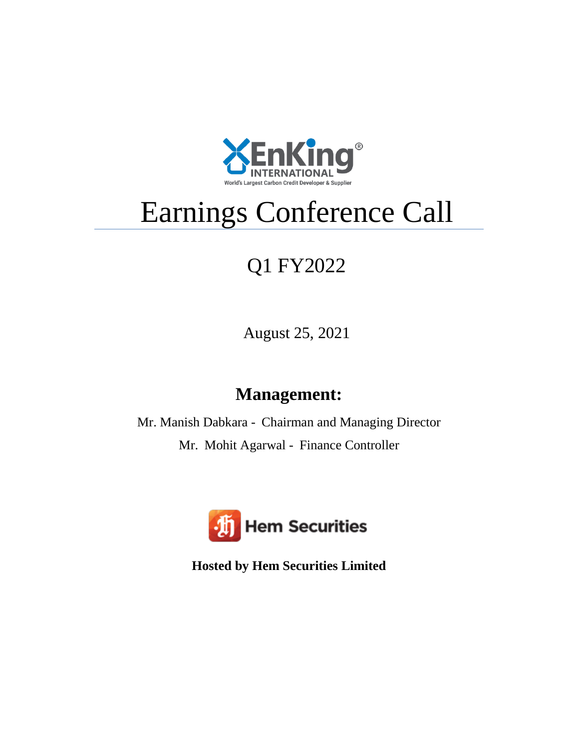EnKing INTERNATIONAL
World's Largest Carbon Credit Developer & Supplier

# Earnings Conference Call

## Q1 FY2022

August 25, 2021

## Management:

Mr. Manish Dabkara - Chairman and Managing Director

Mr. Mohit Agarwal - Finance Controller

Hem Securities

**Hosted by Hem Securities Limited**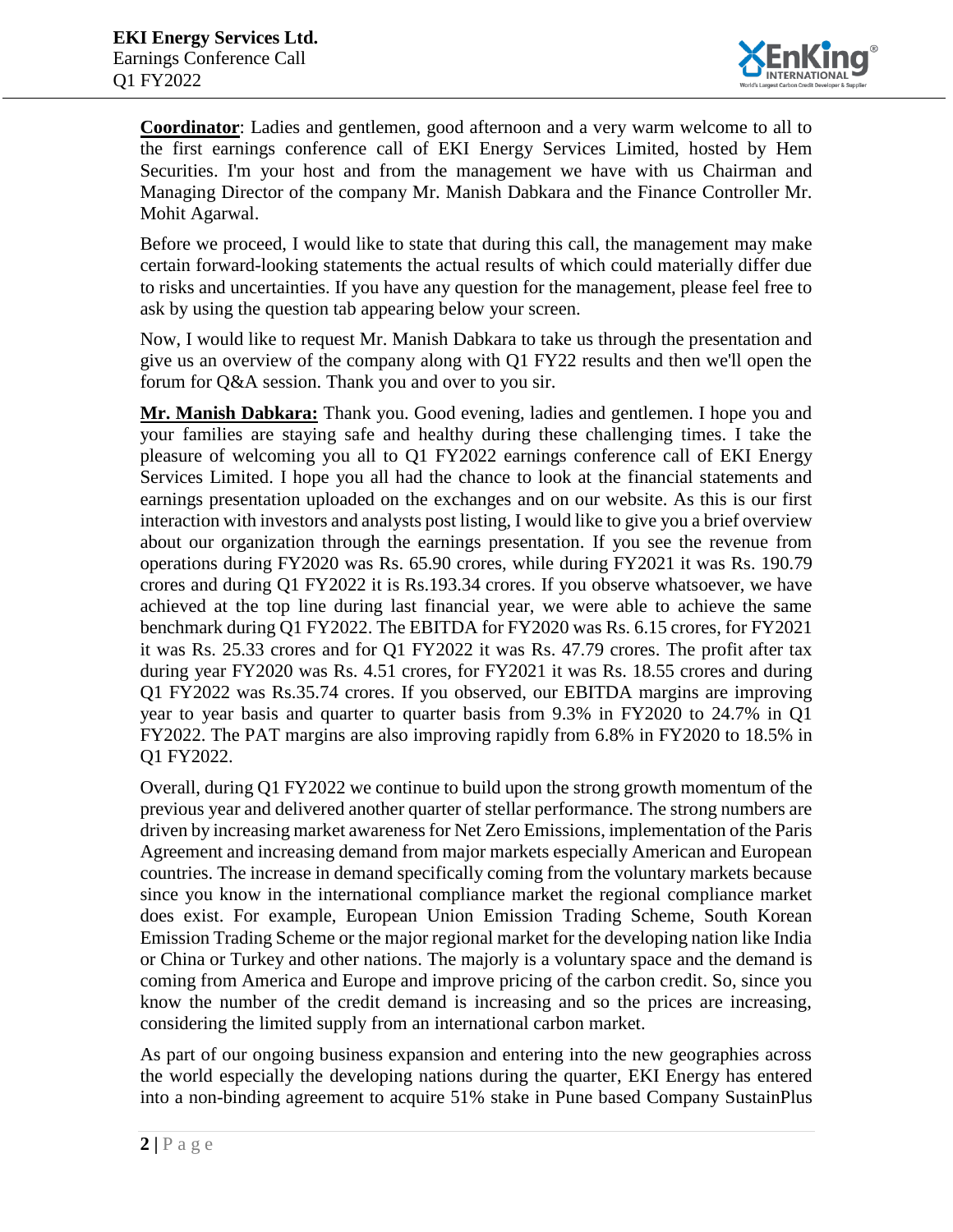**Coordinator**: Ladies and gentlemen, good afternoon and a very warm welcome to all to the first earnings conference call of EKI Energy Services Limited, hosted by Hem Securities. I'm your host and from the management we have with us Chairman and Managing Director of the company Mr. Manish Dabkara and the Finance Controller Mr. Mohit Agarwal.

Before we proceed, I would like to state that during this call, the management may make certain forward-looking statements the actual results of which could materially differ due to risks and uncertainties. If you have any question for the management, please feel free to ask by using the question tab appearing below your screen.

Now, I would like to request Mr. Manish Dabkara to take us through the presentation and give us an overview of the company along with Q1 FY22 results and then we'll open the forum for Q&A session. Thank you and over to you sir.

**Mr. Manish Dabkara:** Thank you. Good evening, ladies and gentlemen. I hope you and your families are staying safe and healthy during these challenging times. I take the pleasure of welcoming you all to Q1 FY2022 earnings conference call of EKI Energy Services Limited. I hope you all had the chance to look at the financial statements and earnings presentation uploaded on the exchanges and on our website. As this is our first interaction with investors and analysts post listing, I would like to give you a brief overview about our organization through the earnings presentation. If you see the revenue from operations during FY2020 was Rs. 65.90 crores, while during FY2021 it was Rs. 190.79 crores and during Q1 FY2022 it is Rs.193.34 crores. If you observe whatsoever, we have achieved at the top line during last financial year, we were able to achieve the same benchmark during Q1 FY2022. The EBITDA for FY2020 was Rs. 6.15 crores, for FY2021 it was Rs. 25.33 crores and for Q1 FY2022 it was Rs. 47.79 crores. The profit after tax during year FY2020 was Rs. 4.51 crores, for FY2021 it was Rs. 18.55 crores and during Q1 FY2022 was Rs.35.74 crores. If you observed, our EBITDA margins are improving year to year basis and quarter to quarter basis from 9.3% in FY2020 to 24.7% in Q1 FY2022. The PAT margins are also improving rapidly from 6.8% in FY2020 to 18.5% in Q1 FY2022.

Overall, during Q1 FY2022 we continue to build upon the strong growth momentum of the previous year and delivered another quarter of stellar performance. The strong numbers are driven by increasing market awareness for Net Zero Emissions, implementation of the Paris Agreement and increasing demand from major markets especially American and European countries. The increase in demand specifically coming from the voluntary markets because since you know in the international compliance market the regional compliance market does exist. For example, European Union Emission Trading Scheme, South Korean Emission Trading Scheme or the major regional market for the developing nation like India or China or Turkey and other nations. The majorly is a voluntary space and the demand is coming from America and Europe and improve pricing of the carbon credit. So, since you know the number of the credit demand is increasing and so the prices are increasing, considering the limited supply from an international carbon market.

As part of our ongoing business expansion and entering into the new geographies across the world especially the developing nations during the quarter, EKI Energy has entered into a non-binding agreement to acquire 51% stake in Pune based Company SustainPlus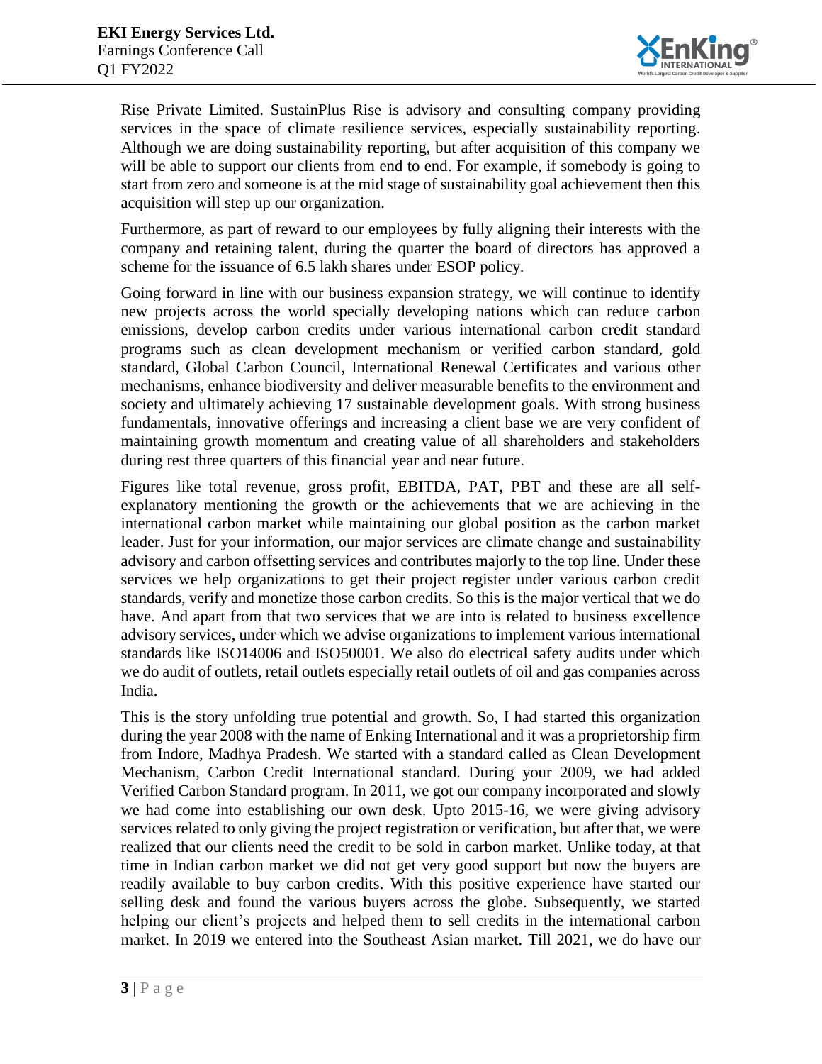Rise Private Limited. SustainPlus Rise is advisory and consulting company providing services in the space of climate resilience services, especially sustainability reporting. Although we are doing sustainability reporting, but after acquisition of this company we will be able to support our clients from end to end. For example, if somebody is going to start from zero and someone is at the mid stage of sustainability goal achievement then this acquisition will step up our organization.

Furthermore, as part of reward to our employees by fully aligning their interests with the company and retaining talent, during the quarter the board of directors has approved a scheme for the issuance of 6.5 lakh shares under ESOP policy.

Going forward in line with our business expansion strategy, we will continue to identify new projects across the world specially developing nations which can reduce carbon emissions, develop carbon credits under various international carbon credit standard programs such as clean development mechanism or verified carbon standard, gold standard, Global Carbon Council, International Renewal Certificates and various other mechanisms, enhance biodiversity and deliver measurable benefits to the environment and society and ultimately achieving 17 sustainable development goals. With strong business fundamentals, innovative offerings and increasing a client base we are very confident of maintaining growth momentum and creating value of all shareholders and stakeholders during rest three quarters of this financial year and near future.

Figures like total revenue, gross profit, EBITDA, PAT, PBT and these are all self-explanatory mentioning the growth or the achievements that we are achieving in the international carbon market while maintaining our global position as the carbon market leader. Just for your information, our major services are climate change and sustainability advisory and carbon offsetting services and contributes majorly to the top line. Under these services we help organizations to get their project register under various carbon credit standards, verify and monetize those carbon credits. So this is the major vertical that we do have. And apart from that two services that we are into is related to business excellence advisory services, under which we advise organizations to implement various international standards like ISO14006 and ISO50001. We also do electrical safety audits under which we do audit of outlets, retail outlets especially retail outlets of oil and gas companies across India.

This is the story unfolding true potential and growth. So, I had started this organization during the year 2008 with the name of Enking International and it was a proprietorship firm from Indore, Madhya Pradesh. We started with a standard called as Clean Development Mechanism, Carbon Credit International standard. During your 2009, we had added Verified Carbon Standard program. In 2011, we got our company incorporated and slowly we had come into establishing our own desk. Upto 2015-16, we were giving advisory services related to only giving the project registration or verification, but after that, we were realized that our clients need the credit to be sold in carbon market. Unlike today, at that time in Indian carbon market we did not get very good support but now the buyers are readily available to buy carbon credits. With this positive experience have started our selling desk and found the various buyers across the globe. Subsequently, we started helping our client's projects and helped them to sell credits in the international carbon market. In 2019 we entered into the Southeast Asian market. Till 2021, we do have our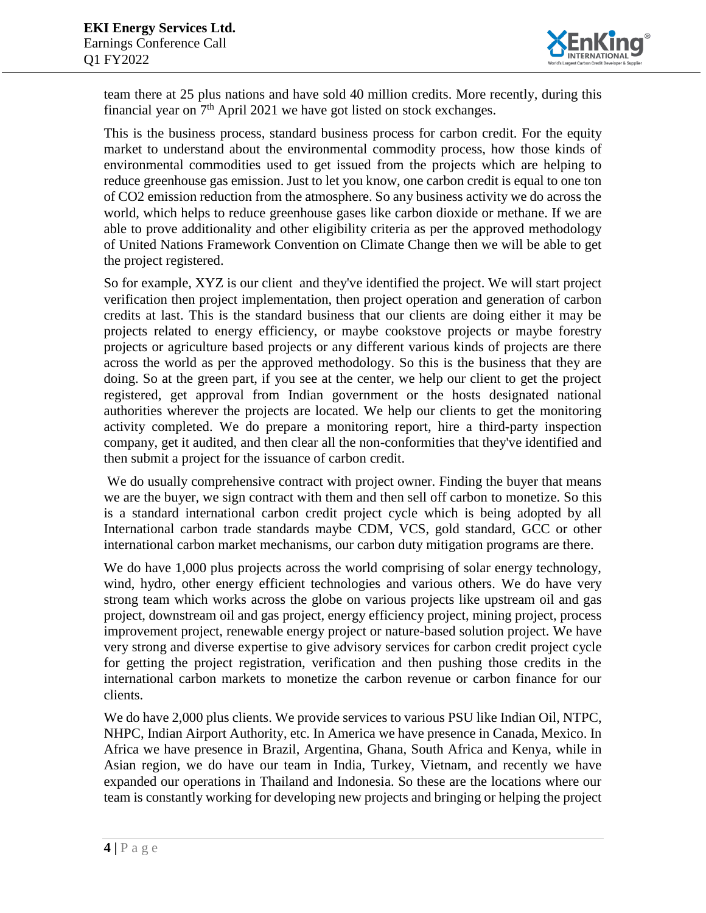team there at 25 plus nations and have sold 40 million credits. More recently, during this financial year on 7th April 2021 we have got listed on stock exchanges.

This is the business process, standard business process for carbon credit. For the equity market to understand about the environmental commodity process, how those kinds of environmental commodities used to get issued from the projects which are helping to reduce greenhouse gas emission. Just to let you know, one carbon credit is equal to one ton of CO2 emission reduction from the atmosphere. So any business activity we do across the world, which helps to reduce greenhouse gases like carbon dioxide or methane. If we are able to prove additionality and other eligibility criteria as per the approved methodology of United Nations Framework Convention on Climate Change then we will be able to get the project registered.

So for example, XYZ is our client and they've identified the project. We will start project verification then project implementation, then project operation and generation of carbon credits at last. This is the standard business that our clients are doing either it may be projects related to energy efficiency, or maybe cookstove projects or maybe forestry projects or agriculture based projects or any different various kinds of projects are there across the world as per the approved methodology. So this is the business that they are doing. So at the green part, if you see at the center, we help our client to get the project registered, get approval from Indian government or the hosts designated national authorities wherever the projects are located. We help our clients to get the monitoring activity completed. We do prepare a monitoring report, hire a third-party inspection company, get it audited, and then clear all the non-conformities that they've identified and then submit a project for the issuance of carbon credit.

We do usually comprehensive contract with project owner. Finding the buyer that means we are the buyer, we sign contract with them and then sell off carbon to monetize. So this is a standard international carbon credit project cycle which is being adopted by all International carbon trade standards maybe CDM, VCS, gold standard, GCC or other international carbon market mechanisms, our carbon duty mitigation programs are there.

We do have 1,000 plus projects across the world comprising of solar energy technology, wind, hydro, other energy efficient technologies and various others. We do have very strong team which works across the globe on various projects like upstream oil and gas project, downstream oil and gas project, energy efficiency project, mining project, process improvement project, renewable energy project or nature-based solution project. We have very strong and diverse expertise to give advisory services for carbon credit project cycle for getting the project registration, verification and then pushing those credits in the international carbon markets to monetize the carbon revenue or carbon finance for our clients.

We do have 2,000 plus clients. We provide services to various PSU like Indian Oil, NTPC, NHPC, Indian Airport Authority, etc. In America we have presence in Canada, Mexico. In Africa we have presence in Brazil, Argentina, Ghana, South Africa and Kenya, while in Asian region, we do have our team in India, Turkey, Vietnam, and recently we have expanded our operations in Thailand and Indonesia. So these are the locations where our team is constantly working for developing new projects and bringing or helping the project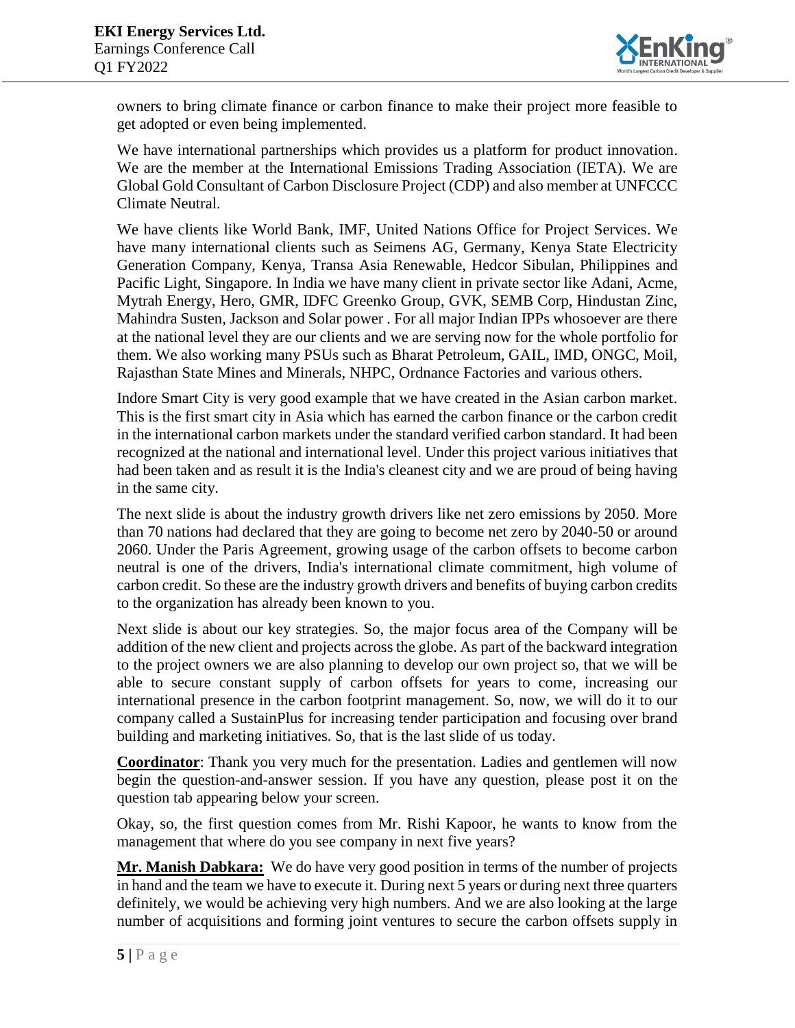owners to bring climate finance or carbon finance to make their project more feasible to get adopted or even being implemented.

We have international partnerships which provides us a platform for product innovation. We are the member at the International Emissions Trading Association (IETA). We are Global Gold Consultant of Carbon Disclosure Project (CDP) and also member at UNFCCC Climate Neutral.

We have clients like World Bank, IMF, United Nations Office for Project Services. We have many international clients such as Seimens AG, Germany, Kenya State Electricity Generation Company, Kenya, Transa Asia Renewable, Hedcor Sibulan, Philippines and Pacific Light, Singapore. In India we have many client in private sector like Adani, Acme, Mytrah Energy, Hero, GMR, IDFC Greenko Group, GVK, SEMB Corp, Hindustan Zinc, Mahindra Susten, Jackson and Solar power . For all major Indian IPPs whosoever are there at the national level they are our clients and we are serving now for the whole portfolio for them. We also working many PSUs such as Bharat Petroleum, GAIL, IMD, ONGC, Moil, Rajasthan State Mines and Minerals, NHPC, Ordnance Factories and various others.

Indore Smart City is very good example that we have created in the Asian carbon market. This is the first smart city in Asia which has earned the carbon finance or the carbon credit in the international carbon markets under the standard verified carbon standard. It had been recognized at the national and international level. Under this project various initiatives that had been taken and as result it is the India's cleanest city and we are proud of being having in the same city.

The next slide is about the industry growth drivers like net zero emissions by 2050. More than 70 nations had declared that they are going to become net zero by 2040-50 or around 2060. Under the Paris Agreement, growing usage of the carbon offsets to become carbon neutral is one of the drivers, India's international climate commitment, high volume of carbon credit. So these are the industry growth drivers and benefits of buying carbon credits to the organization has already been known to you.

Next slide is about our key strategies. So, the major focus area of the Company will be addition of the new client and projects across the globe. As part of the backward integration to the project owners we are also planning to develop our own project so, that we will be able to secure constant supply of carbon offsets for years to come, increasing our international presence in the carbon footprint management. So, now, we will do it to our company called a SustainPlus for increasing tender participation and focusing over brand building and marketing initiatives. So, that is the last slide of us today.

**Coordinator**: Thank you very much for the presentation. Ladies and gentlemen will now begin the question-and-answer session. If you have any question, please post it on the question tab appearing below your screen.

Okay, so, the first question comes from Mr. Rishi Kapoor, he wants to know from the management that where do you see company in next five years?

**Mr. Manish Dabkara:** We do have very good position in terms of the number of projects in hand and the team we have to execute it. During next 5 years or during next three quarters definitely, we would be achieving very high numbers. And we are also looking at the large number of acquisitions and forming joint ventures to secure the carbon offsets supply in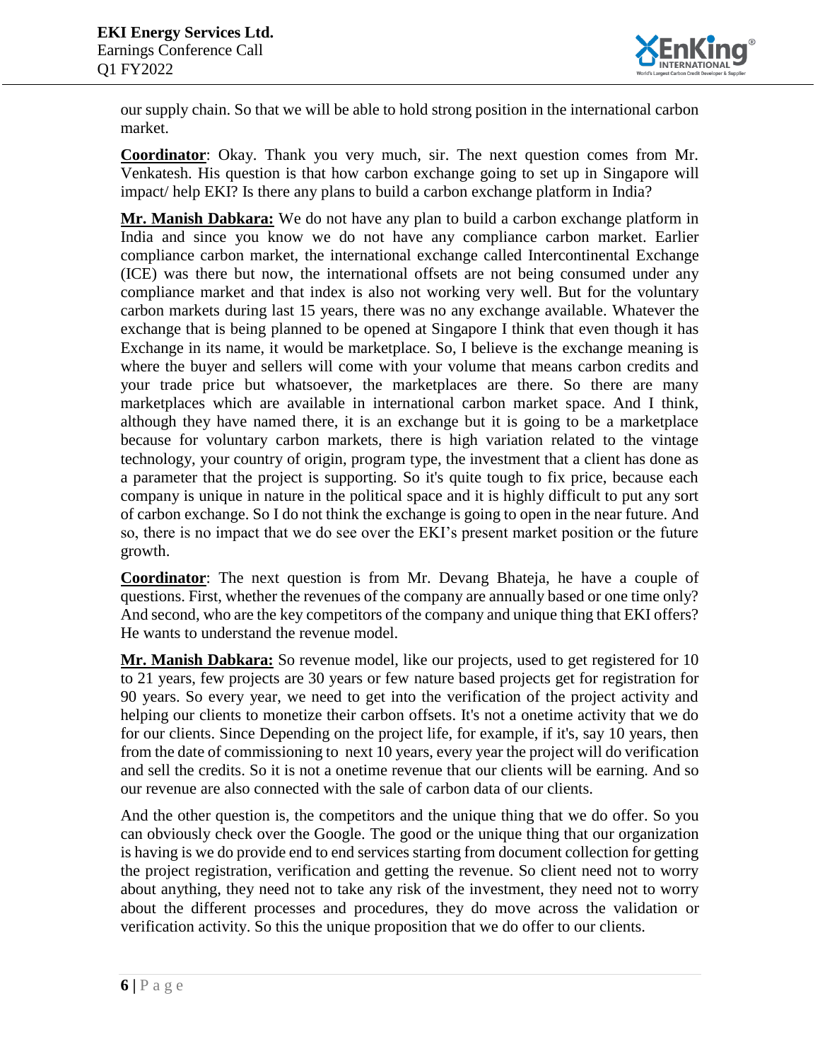our supply chain. So that we will be able to hold strong position in the international carbon market.

**Coordinator**: Okay. Thank you very much, sir. The next question comes from Mr. Venkatesh. His question is that how carbon exchange going to set up in Singapore will impact/ help EKI? Is there any plans to build a carbon exchange platform in India?

**Mr. Manish Dabkara:** We do not have any plan to build a carbon exchange platform in India and since you know we do not have any compliance carbon market. Earlier compliance carbon market, the international exchange called Intercontinental Exchange (ICE) was there but now, the international offsets are not being consumed under any compliance market and that index is also not working very well. But for the voluntary carbon markets during last 15 years, there was no any exchange available. Whatever the exchange that is being planned to be opened at Singapore I think that even though it has Exchange in its name, it would be marketplace. So, I believe is the exchange meaning is where the buyer and sellers will come with your volume that means carbon credits and your trade price but whatsoever, the marketplaces are there. So there are many marketplaces which are available in international carbon market space. And I think, although they have named there, it is an exchange but it is going to be a marketplace because for voluntary carbon markets, there is high variation related to the vintage technology, your country of origin, program type, the investment that a client has done as a parameter that the project is supporting. So it's quite tough to fix price, because each company is unique in nature in the political space and it is highly difficult to put any sort of carbon exchange. So I do not think the exchange is going to open in the near future. And so, there is no impact that we do see over the EKI's present market position or the future growth.

**Coordinator**: The next question is from Mr. Devang Bhateja, he have a couple of questions. First, whether the revenues of the company are annually based or one time only? And second, who are the key competitors of the company and unique thing that EKI offers? He wants to understand the revenue model.

**Mr. Manish Dabkara:** So revenue model, like our projects, used to get registered for 10 to 21 years, few projects are 30 years or few nature based projects get for registration for 90 years. So every year, we need to get into the verification of the project activity and helping our clients to monetize their carbon offsets. It's not a onetime activity that we do for our clients. Since Depending on the project life, for example, if it's, say 10 years, then from the date of commissioning to next 10 years, every year the project will do verification and sell the credits. So it is not a onetime revenue that our clients will be earning. And so our revenue are also connected with the sale of carbon data of our clients.

And the other question is, the competitors and the unique thing that we do offer. So you can obviously check over the Google. The good or the unique thing that our organization is having is we do provide end to end services starting from document collection for getting the project registration, verification and getting the revenue. So client need not to worry about anything, they need not to take any risk of the investment, they need not to worry about the different processes and procedures, they do move across the validation or verification activity. So this the unique proposition that we do offer to our clients.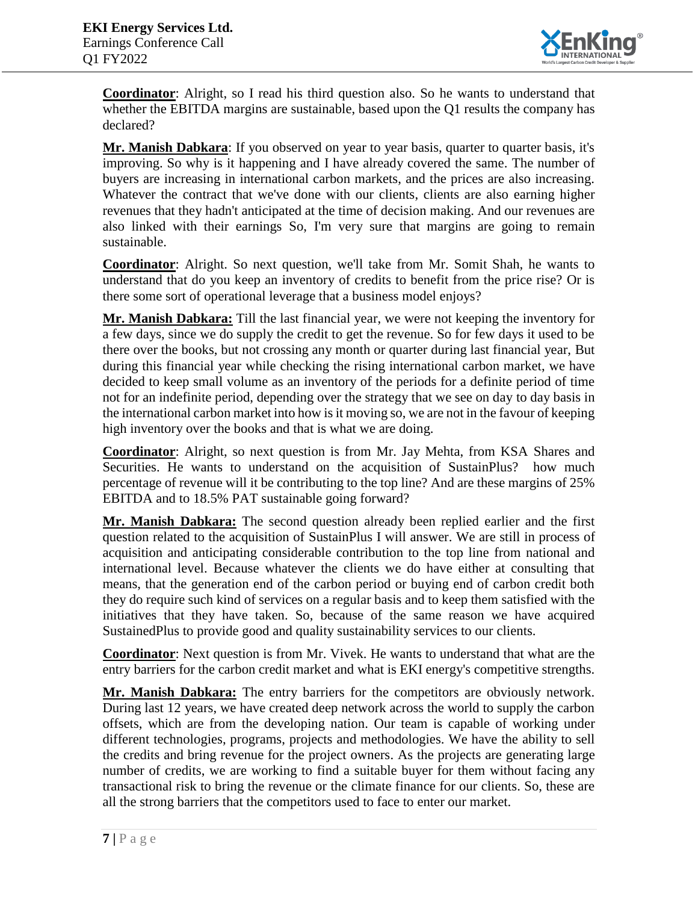**Coordinator**: Alright, so I read his third question also. So he wants to understand that whether the EBITDA margins are sustainable, based upon the Q1 results the company has declared?

**Mr. Manish Dabkara**: If you observed on year to year basis, quarter to quarter basis, it's improving. So why is it happening and I have already covered the same. The number of buyers are increasing in international carbon markets, and the prices are also increasing. Whatever the contract that we've done with our clients, clients are also earning higher revenues that they hadn't anticipated at the time of decision making. And our revenues are also linked with their earnings So, I'm very sure that margins are going to remain sustainable.

**Coordinator**: Alright. So next question, we'll take from Mr. Somit Shah, he wants to understand that do you keep an inventory of credits to benefit from the price rise? Or is there some sort of operational leverage that a business model enjoys?

**Mr. Manish Dabkara:** Till the last financial year, we were not keeping the inventory for a few days, since we do supply the credit to get the revenue. So for few days it used to be there over the books, but not crossing any month or quarter during last financial year, But during this financial year while checking the rising international carbon market, we have decided to keep small volume as an inventory of the periods for a definite period of time not for an indefinite period, depending over the strategy that we see on day to day basis in the international carbon market into how is it moving so, we are not in the favour of keeping high inventory over the books and that is what we are doing.

**Coordinator**: Alright, so next question is from Mr. Jay Mehta, from KSA Shares and Securities. He wants to understand on the acquisition of SustainPlus? how much percentage of revenue will it be contributing to the top line? And are these margins of 25% EBITDA and to 18.5% PAT sustainable going forward?

**Mr. Manish Dabkara:** The second question already been replied earlier and the first question related to the acquisition of SustainPlus I will answer. We are still in process of acquisition and anticipating considerable contribution to the top line from national and international level. Because whatever the clients we do have either at consulting that means, that the generation end of the carbon period or buying end of carbon credit both they do require such kind of services on a regular basis and to keep them satisfied with the initiatives that they have taken. So, because of the same reason we have acquired SustainedPlus to provide good and quality sustainability services to our clients.

**Coordinator**: Next question is from Mr. Vivek. He wants to understand that what are the entry barriers for the carbon credit market and what is EKI energy's competitive strengths.

**Mr. Manish Dabkara:** The entry barriers for the competitors are obviously network. During last 12 years, we have created deep network across the world to supply the carbon offsets, which are from the developing nation. Our team is capable of working under different technologies, programs, projects and methodologies. We have the ability to sell the credits and bring revenue for the project owners. As the projects are generating large number of credits, we are working to find a suitable buyer for them without facing any transactional risk to bring the revenue or the climate finance for our clients. So, these are all the strong barriers that the competitors used to face to enter our market.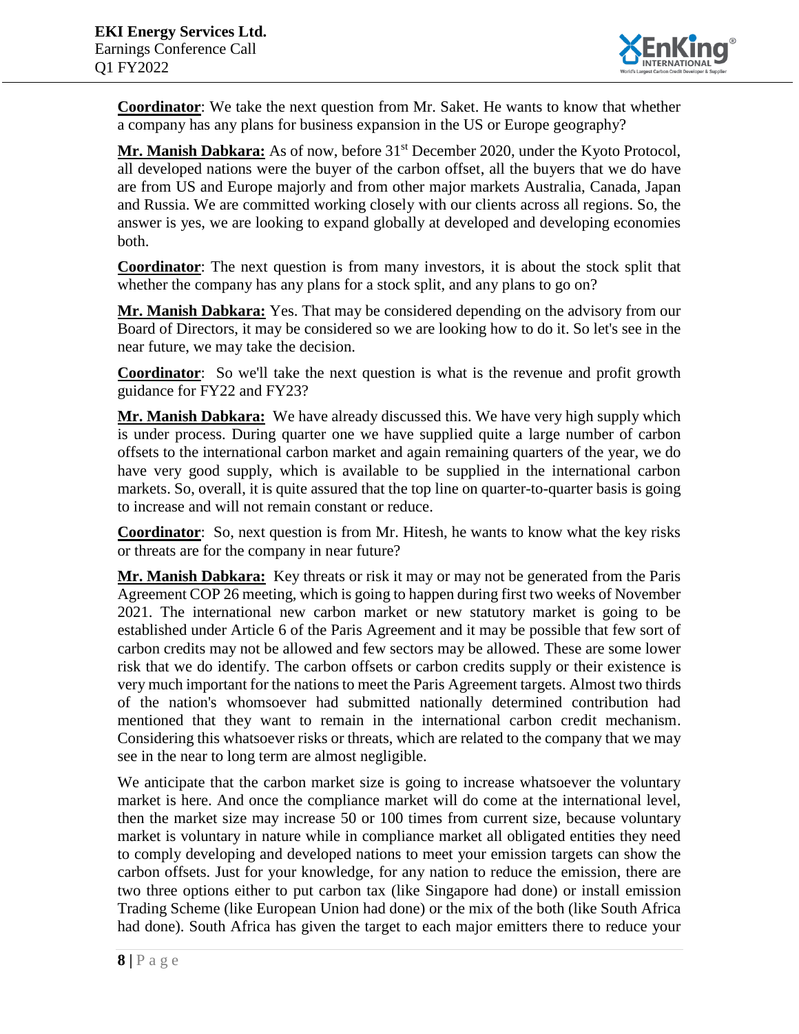**Coordinator**: We take the next question from Mr. Saket. He wants to know that whether a company has any plans for business expansion in the US or Europe geography?

**Mr. Manish Dabkara:** As of now, before 31st December 2020, under the Kyoto Protocol, all developed nations were the buyer of the carbon offset, all the buyers that we do have are from US and Europe majorly and from other major markets Australia, Canada, Japan and Russia. We are committed working closely with our clients across all regions. So, the answer is yes, we are looking to expand globally at developed and developing economies both.

**Coordinator**: The next question is from many investors, it is about the stock split that whether the company has any plans for a stock split, and any plans to go on?

**Mr. Manish Dabkara:** Yes. That may be considered depending on the advisory from our Board of Directors, it may be considered so we are looking how to do it. So let's see in the near future, we may take the decision.

**Coordinator**: So we'll take the next question is what is the revenue and profit growth guidance for FY22 and FY23?

**Mr. Manish Dabkara:** We have already discussed this. We have very high supply which is under process. During quarter one we have supplied quite a large number of carbon offsets to the international carbon market and again remaining quarters of the year, we do have very good supply, which is available to be supplied in the international carbon markets. So, overall, it is quite assured that the top line on quarter-to-quarter basis is going to increase and will not remain constant or reduce.

**Coordinator**: So, next question is from Mr. Hitesh, he wants to know what the key risks or threats are for the company in near future?

**Mr. Manish Dabkara:** Key threats or risk it may or may not be generated from the Paris Agreement COP 26 meeting, which is going to happen during first two weeks of November 2021. The international new carbon market or new statutory market is going to be established under Article 6 of the Paris Agreement and it may be possible that few sort of carbon credits may not be allowed and few sectors may be allowed. These are some lower risk that we do identify. The carbon offsets or carbon credits supply or their existence is very much important for the nations to meet the Paris Agreement targets. Almost two thirds of the nation's whomsoever had submitted nationally determined contribution had mentioned that they want to remain in the international carbon credit mechanism. Considering this whatsoever risks or threats, which are related to the company that we may see in the near to long term are almost negligible.

We anticipate that the carbon market size is going to increase whatsoever the voluntary market is here. And once the compliance market will do come at the international level, then the market size may increase 50 or 100 times from current size, because voluntary market is voluntary in nature while in compliance market all obligated entities they need to comply developing and developed nations to meet your emission targets can show the carbon offsets. Just for your knowledge, for any nation to reduce the emission, there are two three options either to put carbon tax (like Singapore had done) or install emission Trading Scheme (like European Union had done) or the mix of the both (like South Africa had done). South Africa has given the target to each major emitters there to reduce your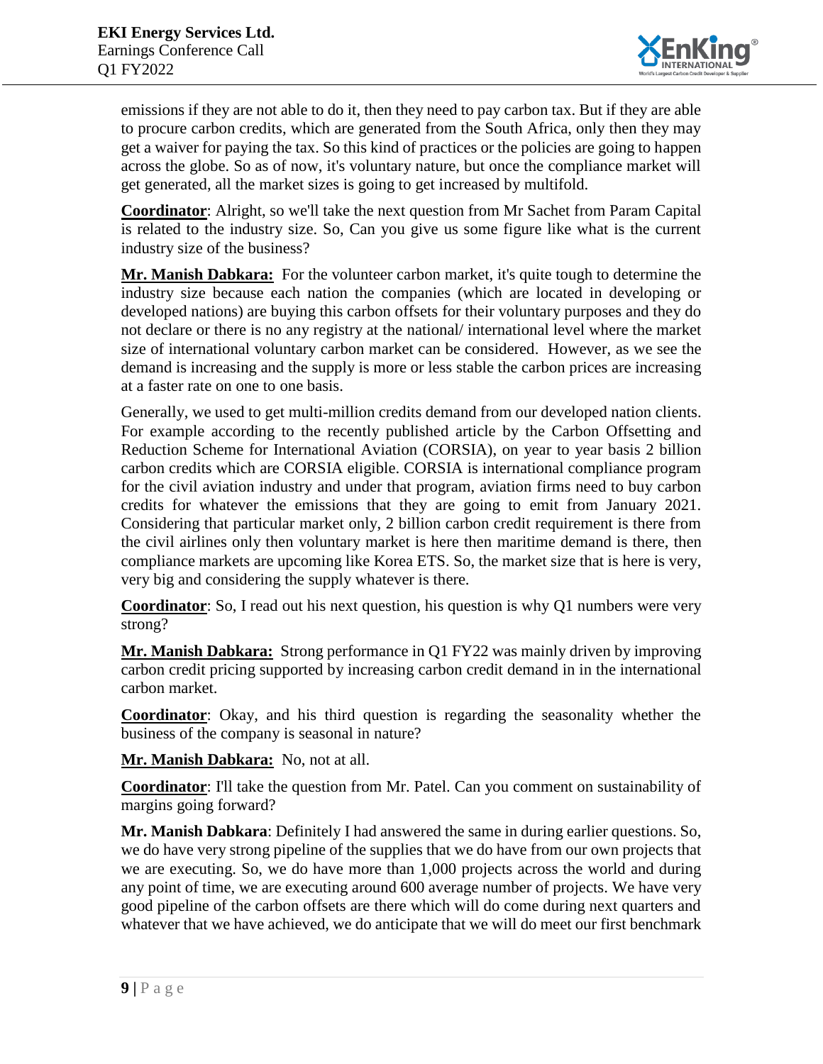emissions if they are not able to do it, then they need to pay carbon tax. But if they are able to procure carbon credits, which are generated from the South Africa, only then they may get a waiver for paying the tax. So this kind of practices or the policies are going to happen across the globe. So as of now, it's voluntary nature, but once the compliance market will get generated, all the market sizes is going to get increased by multifold.

**Coordinator**: Alright, so we'll take the next question from Mr Sachet from Param Capital is related to the industry size. So, Can you give us some figure like what is the current industry size of the business?

**Mr. Manish Dabkara:** For the volunteer carbon market, it's quite tough to determine the industry size because each nation the companies (which are located in developing or developed nations) are buying this carbon offsets for their voluntary purposes and they do not declare or there is no any registry at the national/ international level where the market size of international voluntary carbon market can be considered. However, as we see the demand is increasing and the supply is more or less stable the carbon prices are increasing at a faster rate on one to one basis.

Generally, we used to get multi-million credits demand from our developed nation clients. For example according to the recently published article by the Carbon Offsetting and Reduction Scheme for International Aviation (CORSIA), on year to year basis 2 billion carbon credits which are CORSIA eligible. CORSIA is international compliance program for the civil aviation industry and under that program, aviation firms need to buy carbon credits for whatever the emissions that they are going to emit from January 2021. Considering that particular market only, 2 billion carbon credit requirement is there from the civil airlines only then voluntary market is here then maritime demand is there, then compliance markets are upcoming like Korea ETS. So, the market size that is here is very, very big and considering the supply whatever is there.

**Coordinator**: So, I read out his next question, his question is why Q1 numbers were very strong?

**Mr. Manish Dabkara:** Strong performance in Q1 FY22 was mainly driven by improving carbon credit pricing supported by increasing carbon credit demand in in the international carbon market.

**Coordinator**: Okay, and his third question is regarding the seasonality whether the business of the company is seasonal in nature?

**Mr. Manish Dabkara:** No, not at all.

**Coordinator**: I'll take the question from Mr. Patel. Can you comment on sustainability of margins going forward?

**Mr. Manish Dabkara**: Definitely I had answered the same in during earlier questions. So, we do have very strong pipeline of the supplies that we do have from our own projects that we are executing. So, we do have more than 1,000 projects across the world and during any point of time, we are executing around 600 average number of projects. We have very good pipeline of the carbon offsets are there which will do come during next quarters and whatever that we have achieved, we do anticipate that we will do meet our first benchmark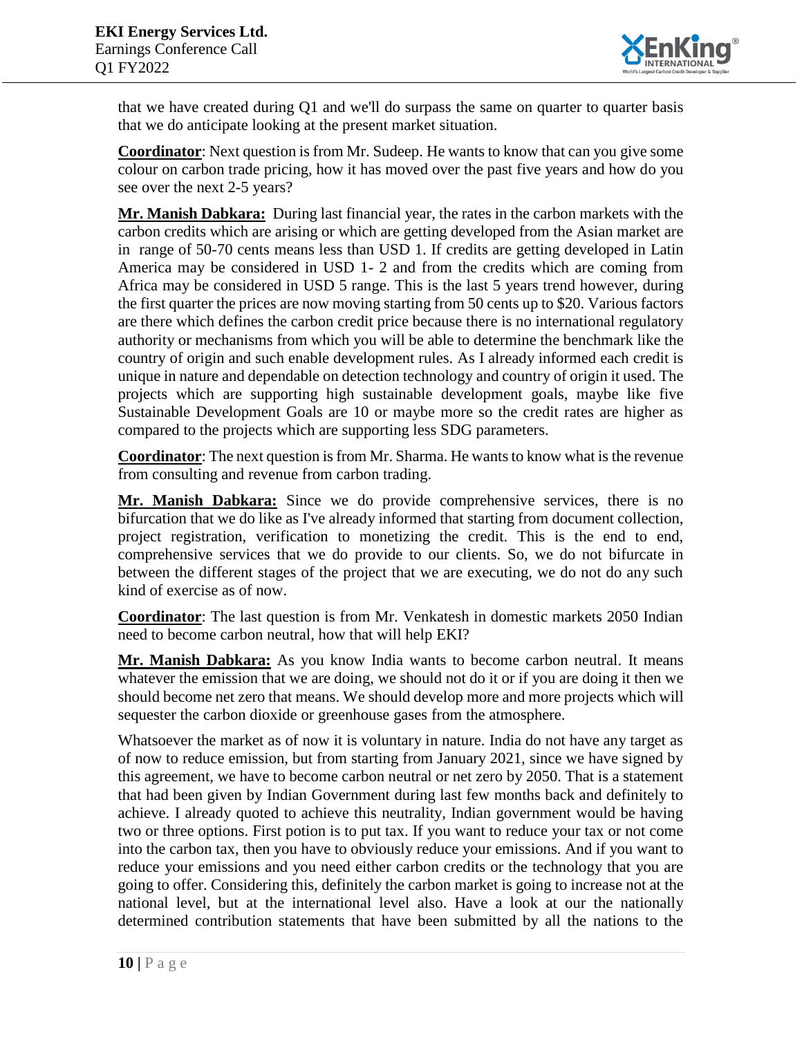that we have created during Q1 and we'll do surpass the same on quarter to quarter basis that we do anticipate looking at the present market situation.

**Coordinator**: Next question is from Mr. Sudeep. He wants to know that can you give some colour on carbon trade pricing, how it has moved over the past five years and how do you see over the next 2-5 years?

**Mr. Manish Dabkara:** During last financial year, the rates in the carbon markets with the carbon credits which are arising or which are getting developed from the Asian market are in range of 50-70 cents means less than USD 1. If credits are getting developed in Latin America may be considered in USD 1- 2 and from the credits which are coming from Africa may be considered in USD 5 range. This is the last 5 years trend however, during the first quarter the prices are now moving starting from 50 cents up to $20. Various factors are there which defines the carbon credit price because there is no international regulatory authority or mechanisms from which you will be able to determine the benchmark like the country of origin and such enable development rules. As I already informed each credit is unique in nature and dependable on detection technology and country of origin it used. The projects which are supporting high sustainable development goals, maybe like five Sustainable Development Goals are 10 or maybe more so the credit rates are higher as compared to the projects which are supporting less SDG parameters.

**Coordinator**: The next question is from Mr. Sharma. He wants to know what is the revenue from consulting and revenue from carbon trading.

**Mr. Manish Dabkara:** Since we do provide comprehensive services, there is no bifurcation that we do like as I've already informed that starting from document collection, project registration, verification to monetizing the credit. This is the end to end, comprehensive services that we do provide to our clients. So, we do not bifurcate in between the different stages of the project that we are executing, we do not do any such kind of exercise as of now.

**Coordinator**: The last question is from Mr. Venkatesh in domestic markets 2050 Indian need to become carbon neutral, how that will help EKI?

**Mr. Manish Dabkara:** As you know India wants to become carbon neutral. It means whatever the emission that we are doing, we should not do it or if you are doing it then we should become net zero that means. We should develop more and more projects which will sequester the carbon dioxide or greenhouse gases from the atmosphere.

Whatsoever the market as of now it is voluntary in nature. India do not have any target as of now to reduce emission, but from starting from January 2021, since we have signed by this agreement, we have to become carbon neutral or net zero by 2050. That is a statement that had been given by Indian Government during last few months back and definitely to achieve. I already quoted to achieve this neutrality, Indian government would be having two or three options. First potion is to put tax. If you want to reduce your tax or not come into the carbon tax, then you have to obviously reduce your emissions. And if you want to reduce your emissions and you need either carbon credits or the technology that you are going to offer. Considering this, definitely the carbon market is going to increase not at the national level, but at the international level also. Have a look at our the nationally determined contribution statements that have been submitted by all the nations to the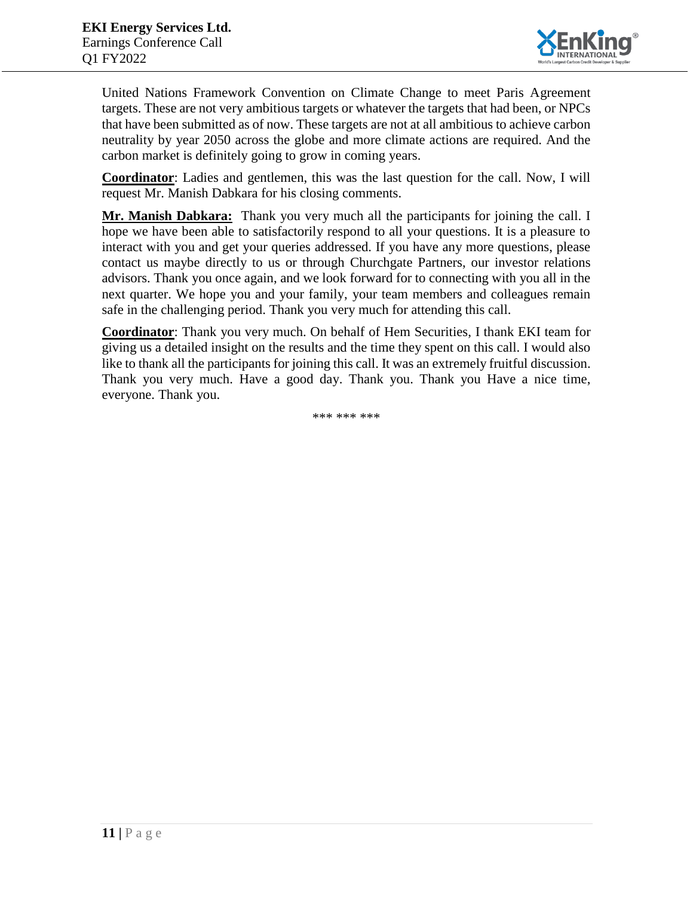United Nations Framework Convention on Climate Change to meet Paris Agreement targets. These are not very ambitious targets or whatever the targets that had been, or NPCs that have been submitted as of now. These targets are not at all ambitious to achieve carbon neutrality by year 2050 across the globe and more climate actions are required. And the carbon market is definitely going to grow in coming years.

**Coordinator**: Ladies and gentlemen, this was the last question for the call. Now, I will request Mr. Manish Dabkara for his closing comments.

**Mr. Manish Dabkara:** Thank you very much all the participants for joining the call. I hope we have been able to satisfactorily respond to all your questions. It is a pleasure to interact with you and get your queries addressed. If you have any more questions, please contact us maybe directly to us or through Churchgate Partners, our investor relations advisors. Thank you once again, and we look forward for to connecting with you all in the next quarter. We hope you and your family, your team members and colleagues remain safe in the challenging period. Thank you very much for attending this call.

**Coordinator**: Thank you very much. On behalf of Hem Securities, I thank EKI team for giving us a detailed insight on the results and the time they spent on this call. I would also like to thank all the participants for joining this call. It was an extremely fruitful discussion. Thank you very much. Have a good day. Thank you. Thank you Have a nice time, everyone. Thank you.

*** *** ***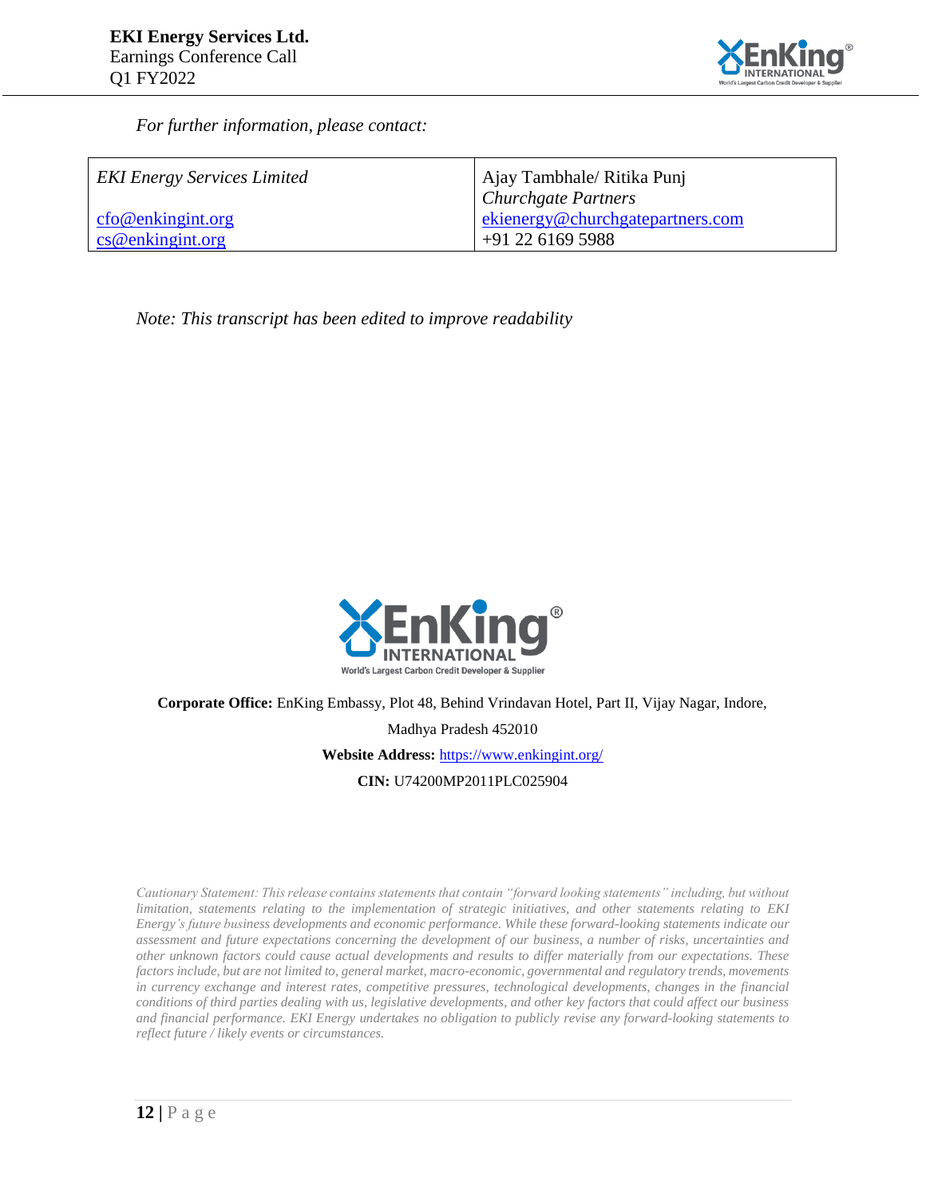*For further information, please contact:*

| | |
|---|---|
| *EKI Energy Services Limited*<br><br>cfo@enkingint.org<br>cs@enkingint.org | Ajay Tambhale/ Ritika Punj<br>*Churchgate Partners*<br>ekienergy@churchgatepartners.com<br>+91 22 6169 5988 |

*Note: This transcript has been edited to improve readability*

**Corporate Office:** EnKing Embassy, Plot 48, Behind Vrindavan Hotel, Part II, Vijay Nagar, Indore, Madhya Pradesh 452010

**Website Address:** https://www.enkingint.org/

**CIN:** U74200MP2011PLC025904

*Cautionary Statement: This release contains statements that contain "forward looking statements" including, but without limitation, statements relating to the implementation of strategic initiatives, and other statements relating to EKI Energy's future business developments and economic performance. While these forward-looking statements indicate our assessment and future expectations concerning the development of our business, a number of risks, uncertainties and other unknown factors could cause actual developments and results to differ materially from our expectations. These factors include, but are not limited to, general market, macro-economic, governmental and regulatory trends, movements in currency exchange and interest rates, competitive pressures, technological developments, changes in the financial conditions of third parties dealing with us, legislative developments, and other key factors that could affect our business and financial performance. EKI Energy undertakes no obligation to publicly revise any forward-looking statements to reflect future / likely events or circumstances.*